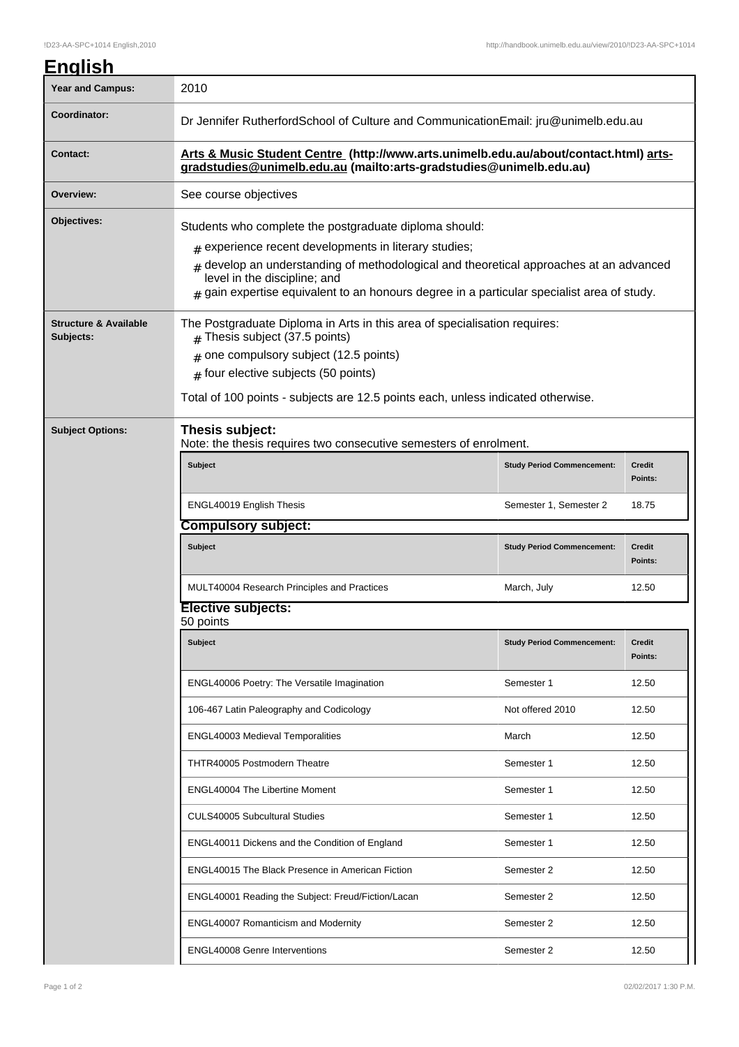# English

| Year and Campus: | 2010 |
|---|---|
| Coordinator: | Dr Jennifer RutherfordSchool of Culture and CommunicationEmail: jru@unimelb.edu.au |
| Contact: | **Arts & Music Student Centre (http://www.arts.unimelb.edu.au/about/contact.html) arts-gradstudies@unimelb.edu.au (mailto:arts-gradstudies@unimelb.edu.au)** |
| Overview: | See course objectives |
| Objectives: | Students who complete the postgraduate diploma should:<br># experience recent developments in literary studies;<br># develop an understanding of methodological and theoretical approaches at an advanced level in the discipline; and<br># gain expertise equivalent to an honours degree in a particular specialist area of study. |
| Structure & Available Subjects: | The Postgraduate Diploma in Arts in this area of specialisation requires:<br># Thesis subject (37.5 points)<br># one compulsory subject (12.5 points)<br># four elective subjects (50 points)<br>Total of 100 points - subjects are 12.5 points each, unless indicated otherwise. |

**Subject Options:**

### Thesis subject:

Note: the thesis requires two consecutive semesters of enrolment.

| Subject | Study Period Commencement: | Credit Points: |
|---|---|---|
| ENGL40019 English Thesis | Semester 1, Semester 2 | 18.75 |

### Compulsory subject:

| Subject | Study Period Commencement: | Credit Points: |
|---|---|---|
| MULT40004 Research Principles and Practices | March, July | 12.50 |

### Elective subjects:

50 points

| Subject | Study Period Commencement: | Credit Points: |
|---|---|---|
| ENGL40006 Poetry: The Versatile Imagination | Semester 1 | 12.50 |
| 106-467 Latin Paleography and Codicology | Not offered 2010 | 12.50 |
| ENGL40003 Medieval Temporalities | March | 12.50 |
| THTR40005 Postmodern Theatre | Semester 1 | 12.50 |
| ENGL40004 The Libertine Moment | Semester 1 | 12.50 |
| CULS40005 Subcultural Studies | Semester 1 | 12.50 |
| ENGL40011 Dickens and the Condition of England | Semester 1 | 12.50 |
| ENGL40015 The Black Presence in American Fiction | Semester 2 | 12.50 |
| ENGL40001 Reading the Subject: Freud/Fiction/Lacan | Semester 2 | 12.50 |
| ENGL40007 Romanticism and Modernity | Semester 2 | 12.50 |
| ENGL40008 Genre Interventions | Semester 2 | 12.50 |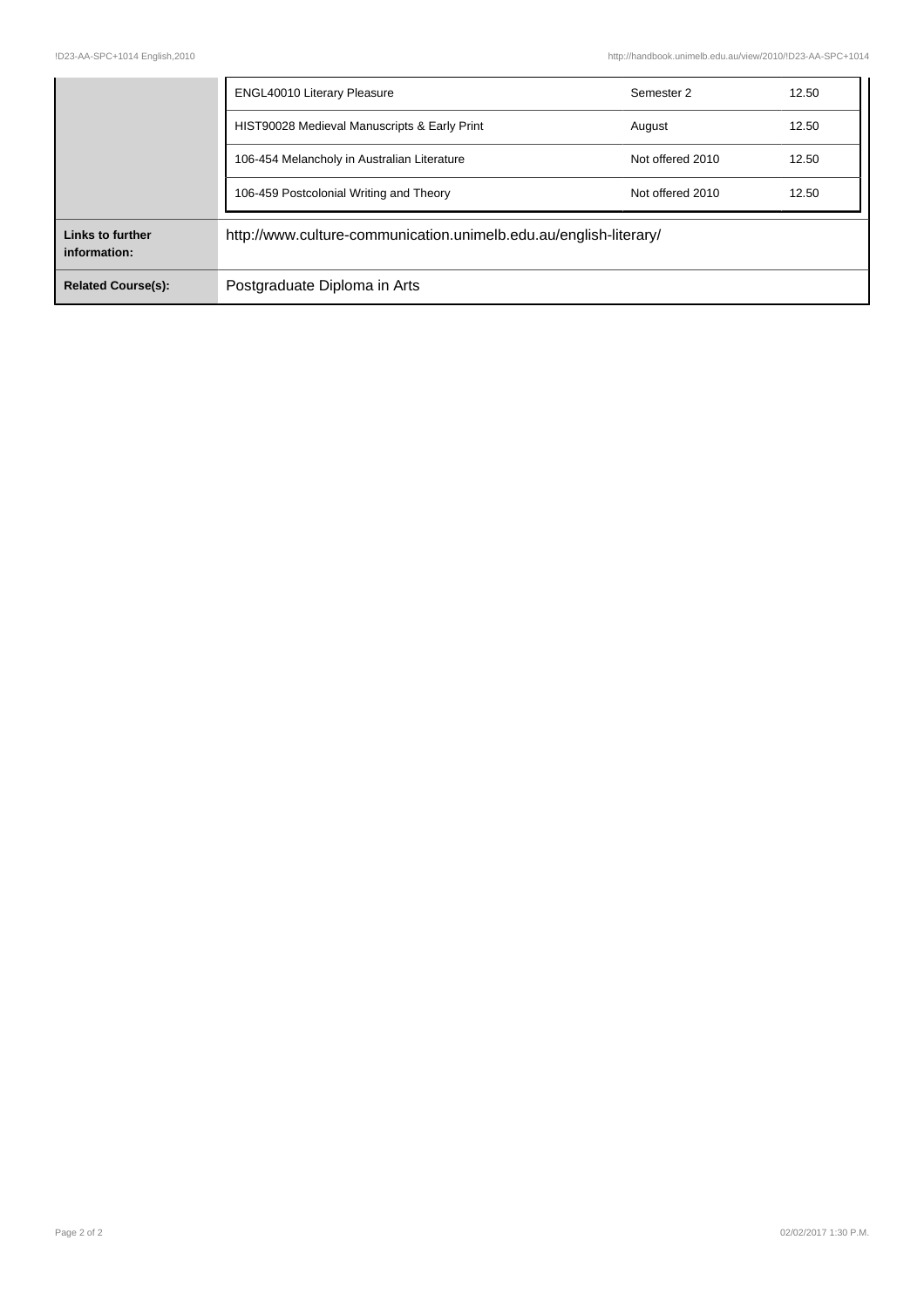| | | | |
|---|---|---|---|
| | ENGL40010 Literary Pleasure | Semester 2 | 12.50 |
| | HIST90028 Medieval Manuscripts & Early Print | August | 12.50 |
| | 106-454 Melancholy in Australian Literature | Not offered 2010 | 12.50 |
| | 106-459 Postcolonial Writing and Theory | Not offered 2010 | 12.50 |
| **Links to further information:** | http://www.culture-communication.unimelb.edu.au/english-literary/ | | |
| **Related Course(s):** | Postgraduate Diploma in Arts | | |